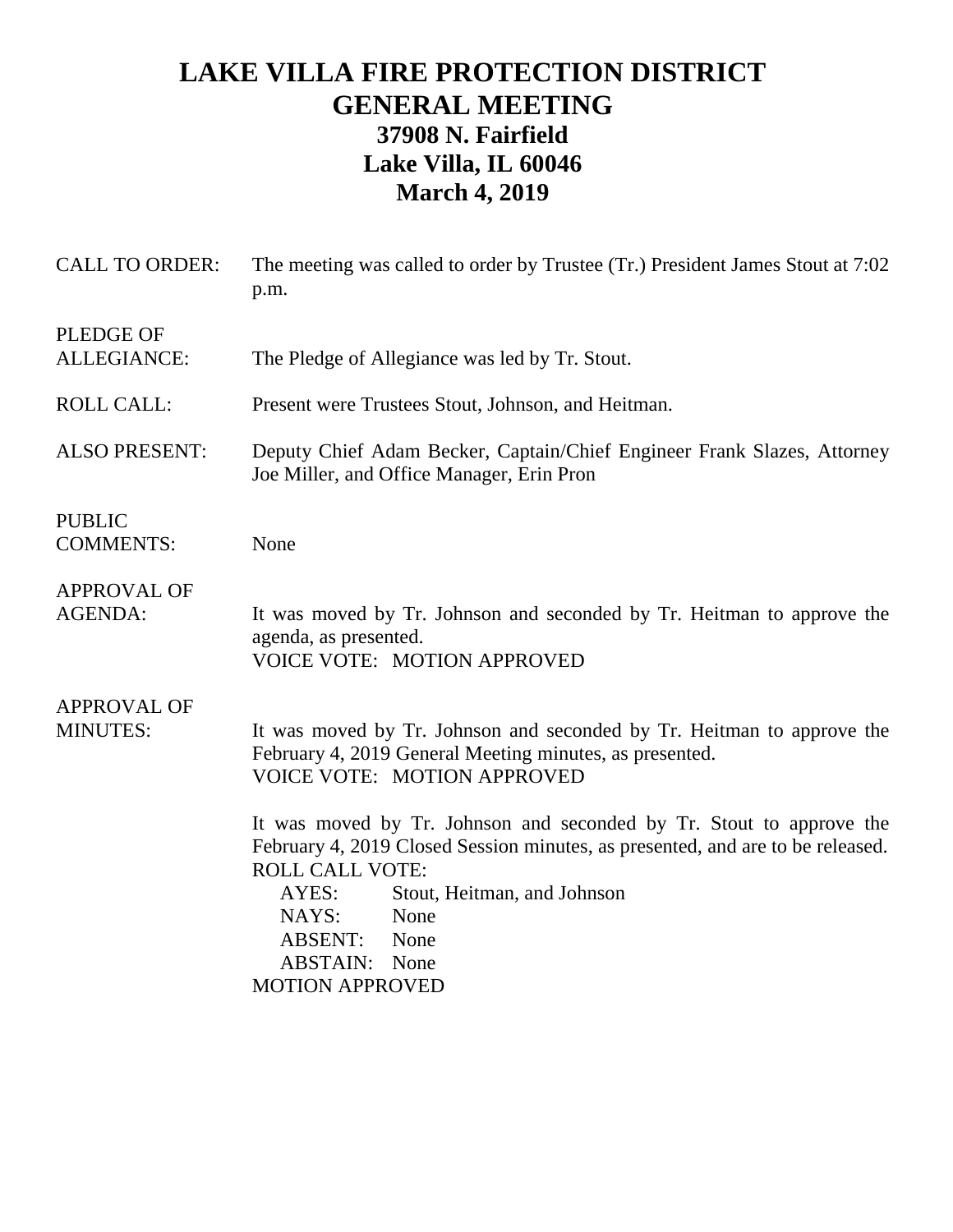# LAKE VILLA FIRE PROTECTION DISTRICT
# GENERAL MEETING
## 37908 N. Fairfield
## Lake Villa, IL 60046
## March 4, 2019

**CALL TO ORDER:** The meeting was called to order by Trustee (Tr.) President James Stout at 7:02 p.m.

**PLEDGE OF ALLEGIANCE:** The Pledge of Allegiance was led by Tr. Stout.

**ROLL CALL:** Present were Trustees Stout, Johnson, and Heitman.

**ALSO PRESENT:** Deputy Chief Adam Becker, Captain/Chief Engineer Frank Slazes, Attorney Joe Miller, and Office Manager, Erin Pron

**PUBLIC COMMENTS:** None

**APPROVAL OF AGENDA:** It was moved by Tr. Johnson and seconded by Tr. Heitman to approve the agenda, as presented.
VOICE VOTE: MOTION APPROVED

**APPROVAL OF MINUTES:** It was moved by Tr. Johnson and seconded by Tr. Heitman to approve the February 4, 2019 General Meeting minutes, as presented.
VOICE VOTE: MOTION APPROVED

It was moved by Tr. Johnson and seconded by Tr. Stout to approve the February 4, 2019 Closed Session minutes, as presented, and are to be released.
ROLL CALL VOTE:
AYES: Stout, Heitman, and Johnson
NAYS: None
ABSENT: None
ABSTAIN: None
MOTION APPROVED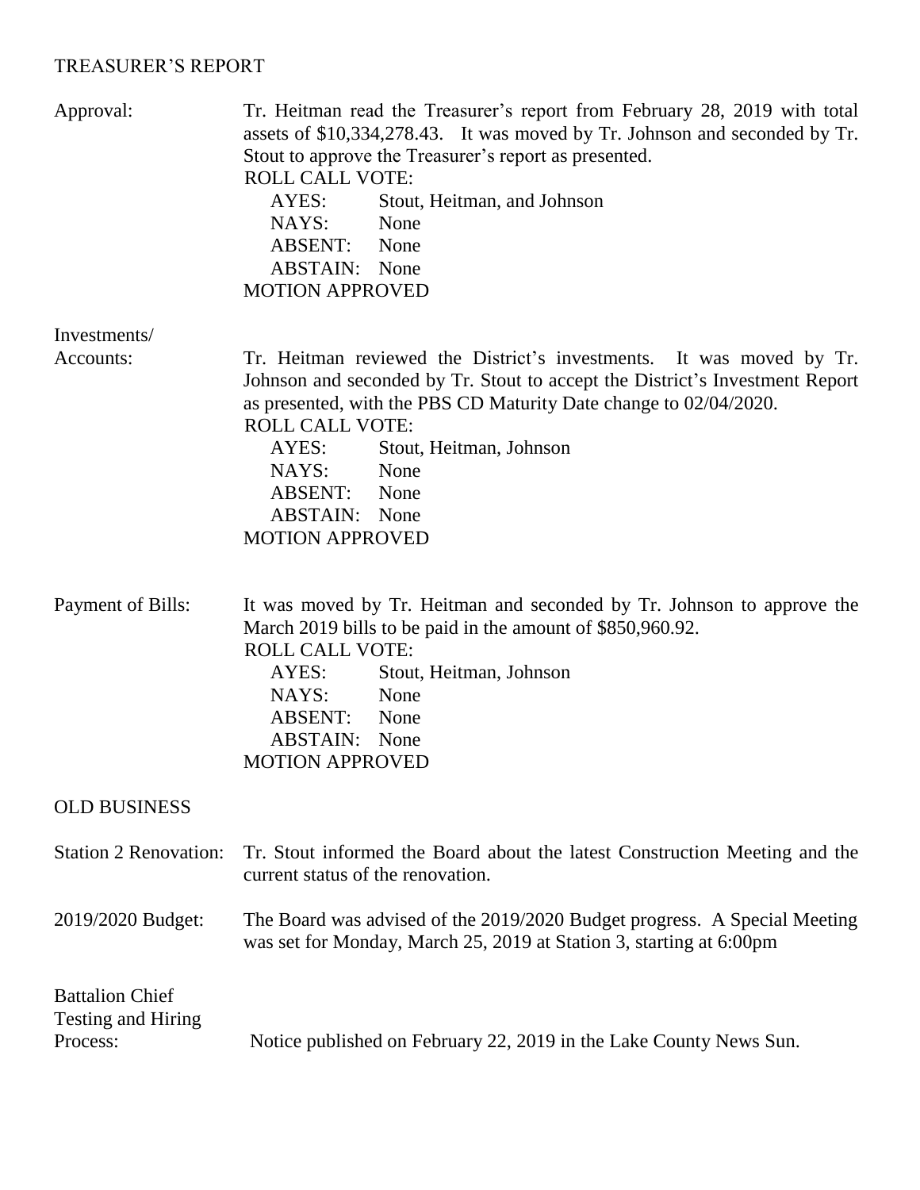## TREASURER'S REPORT

**Approval:** Tr. Heitman read the Treasurer's report from February 28, 2019 with total assets of $10,334,278.43. It was moved by Tr. Johnson and seconded by Tr. Stout to approve the Treasurer's report as presented.

ROLL CALL VOTE:
- AYES: Stout, Heitman, and Johnson
- NAYS: None
- ABSENT: None
- ABSTAIN: None

MOTION APPROVED

**Investments/ Accounts:** Tr. Heitman reviewed the District's investments. It was moved by Tr. Johnson and seconded by Tr. Stout to accept the District's Investment Report as presented, with the PBS CD Maturity Date change to 02/04/2020.

ROLL CALL VOTE:
- AYES: Stout, Heitman, Johnson
- NAYS: None
- ABSENT: None
- ABSTAIN: None

MOTION APPROVED

**Payment of Bills:** It was moved by Tr. Heitman and seconded by Tr. Johnson to approve the March 2019 bills to be paid in the amount of $850,960.92.

ROLL CALL VOTE:
- AYES: Stout, Heitman, Johnson
- NAYS: None
- ABSENT: None
- ABSTAIN: None

MOTION APPROVED

## OLD BUSINESS

**Station 2 Renovation:** Tr. Stout informed the Board about the latest Construction Meeting and the current status of the renovation.

**2019/2020 Budget:** The Board was advised of the 2019/2020 Budget progress. A Special Meeting was set for Monday, March 25, 2019 at Station 3, starting at 6:00pm

**Battalion Chief Testing and Hiring Process:** Notice published on February 22, 2019 in the Lake County News Sun.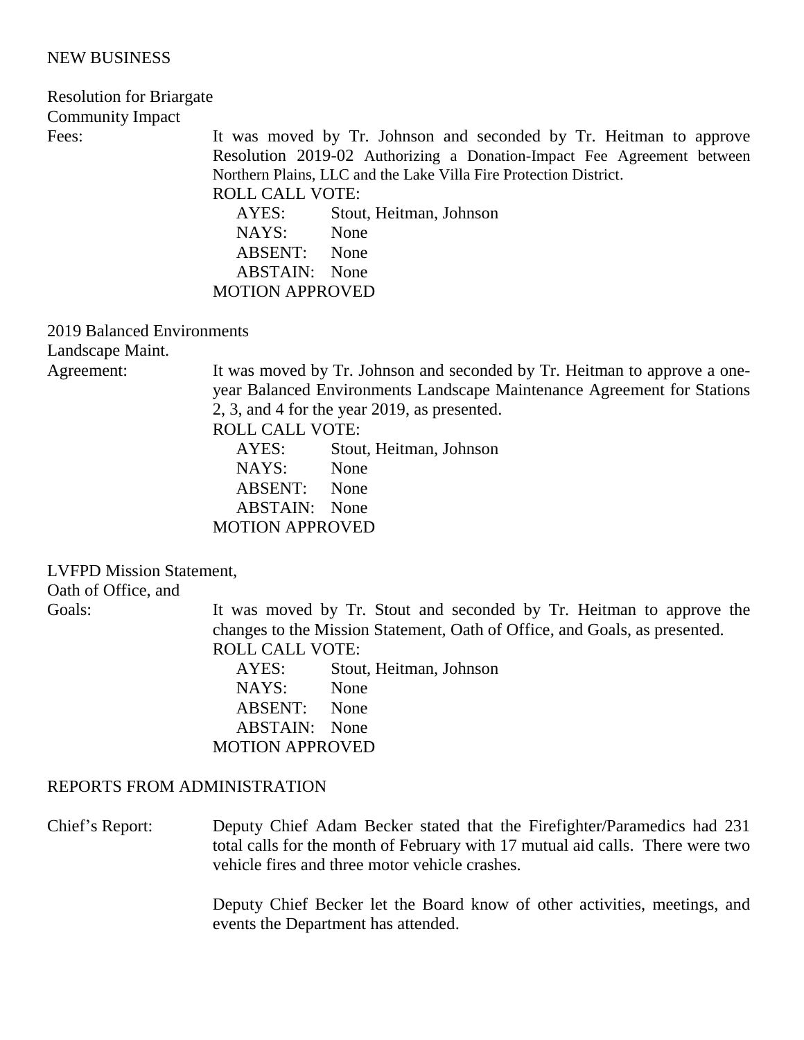## NEW BUSINESS

**Resolution for Briargate Community Impact Fees:**

It was moved by Tr. Johnson and seconded by Tr. Heitman to approve Resolution 2019-02 Authorizing a Donation-Impact Fee Agreement between Northern Plains, LLC and the Lake Villa Fire Protection District.

ROLL CALL VOTE:

AYES: Stout, Heitman, Johnson
NAYS: None
ABSENT: None
ABSTAIN: None

MOTION APPROVED

**2019 Balanced Environments Landscape Maint. Agreement:**

It was moved by Tr. Johnson and seconded by Tr. Heitman to approve a one-year Balanced Environments Landscape Maintenance Agreement for Stations 2, 3, and 4 for the year 2019, as presented.

ROLL CALL VOTE:

AYES: Stout, Heitman, Johnson
NAYS: None
ABSENT: None
ABSTAIN: None

MOTION APPROVED

**LVFPD Mission Statement, Oath of Office, and Goals:**

It was moved by Tr. Stout and seconded by Tr. Heitman to approve the changes to the Mission Statement, Oath of Office, and Goals, as presented.

ROLL CALL VOTE:

AYES: Stout, Heitman, Johnson
NAYS: None
ABSENT: None
ABSTAIN: None

MOTION APPROVED

## REPORTS FROM ADMINISTRATION

**Chief's Report:**

Deputy Chief Adam Becker stated that the Firefighter/Paramedics had 231 total calls for the month of February with 17 mutual aid calls. There were two vehicle fires and three motor vehicle crashes.

Deputy Chief Becker let the Board know of other activities, meetings, and events the Department has attended.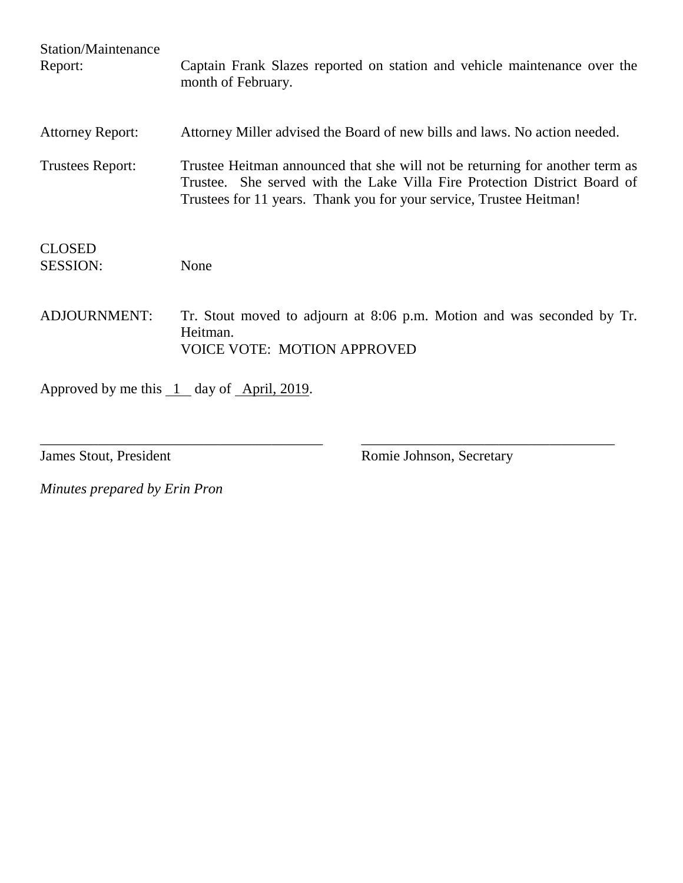Station/Maintenance Report: Captain Frank Slazes reported on station and vehicle maintenance over the month of February.

Attorney Report: Attorney Miller advised the Board of new bills and laws. No action needed.

Trustees Report: Trustee Heitman announced that she will not be returning for another term as Trustee. She served with the Lake Villa Fire Protection District Board of Trustees for 11 years. Thank you for your service, Trustee Heitman!

CLOSED SESSION: None

ADJOURNMENT: Tr. Stout moved to adjourn at 8:06 p.m. Motion and was seconded by Tr. Heitman.
VOICE VOTE: MOTION APPROVED

Approved by me this 1 day of April, 2019.

\_\_\_\_\_\_\_\_\_\_\_\_\_\_\_\_\_\_\_\_\_\_\_\_\_\_\_\_\_\_\_\_\_\_\_\_\_\_\_\_
James Stout, President

\_\_\_\_\_\_\_\_\_\_\_\_\_\_\_\_\_\_\_\_\_\_\_\_\_\_\_\_\_\_\_\_\_\_\_\_\_\_\_\_
Romie Johnson, Secretary

*Minutes prepared by Erin Pron*